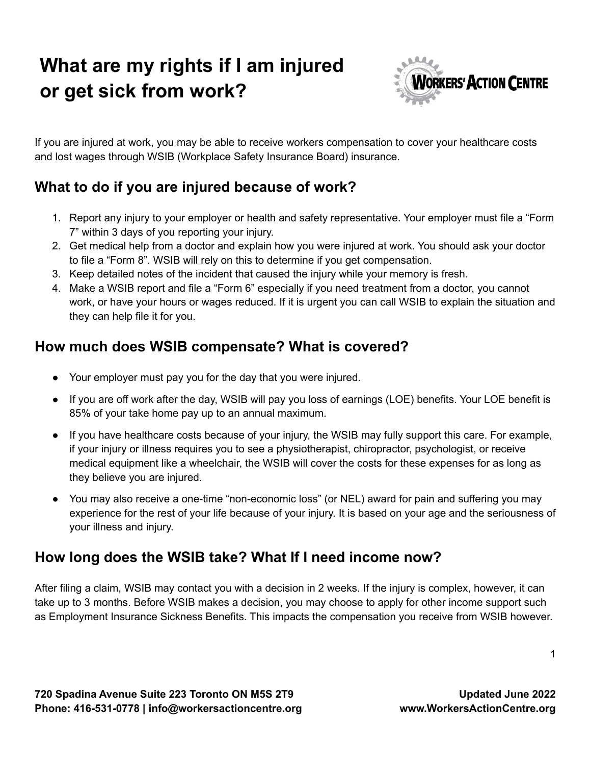# What are my rights if I am injured or get sick from work?

If you are injured at work, you may be able to receive workers compensation to cover your healthcare costs and lost wages through WSIB (Workplace Safety Insurance Board) insurance.

## What to do if you are injured because of work?

1. Report any injury to your employer or health and safety representative. Your employer must file a "Form 7" within 3 days of you reporting your injury.
2. Get medical help from a doctor and explain how you were injured at work. You should ask your doctor to file a "Form 8". WSIB will rely on this to determine if you get compensation.
3. Keep detailed notes of the incident that caused the injury while your memory is fresh.
4. Make a WSIB report and file a "Form 6" especially if you need treatment from a doctor, you cannot work, or have your hours or wages reduced. If it is urgent you can call WSIB to explain the situation and they can help file it for you.

## How much does WSIB compensate? What is covered?

- Your employer must pay you for the day that you were injured.
- If you are off work after the day, WSIB will pay you loss of earnings (LOE) benefits. Your LOE benefit is 85% of your take home pay up to an annual maximum.
- If you have healthcare costs because of your injury, the WSIB may fully support this care. For example, if your injury or illness requires you to see a physiotherapist, chiropractor, psychologist, or receive medical equipment like a wheelchair, the WSIB will cover the costs for these expenses for as long as they believe you are injured.
- You may also receive a one-time "non-economic loss" (or NEL) award for pain and suffering you may experience for the rest of your life because of your injury. It is based on your age and the seriousness of your illness and injury.

## How long does the WSIB take? What If I need income now?

After filing a claim, WSIB may contact you with a decision in 2 weeks. If the injury is complex, however, it can take up to 3 months. Before WSIB makes a decision, you may choose to apply for other income support such as Employment Insurance Sickness Benefits. This impacts the compensation you receive from WSIB however.

**720 Spadina Avenue Suite 223 Toronto ON M5S 2T9**
**Phone: 416-531-0778 | info@workersactioncentre.org**

**Updated June 2022**
**www.WorkersActionCentre.org**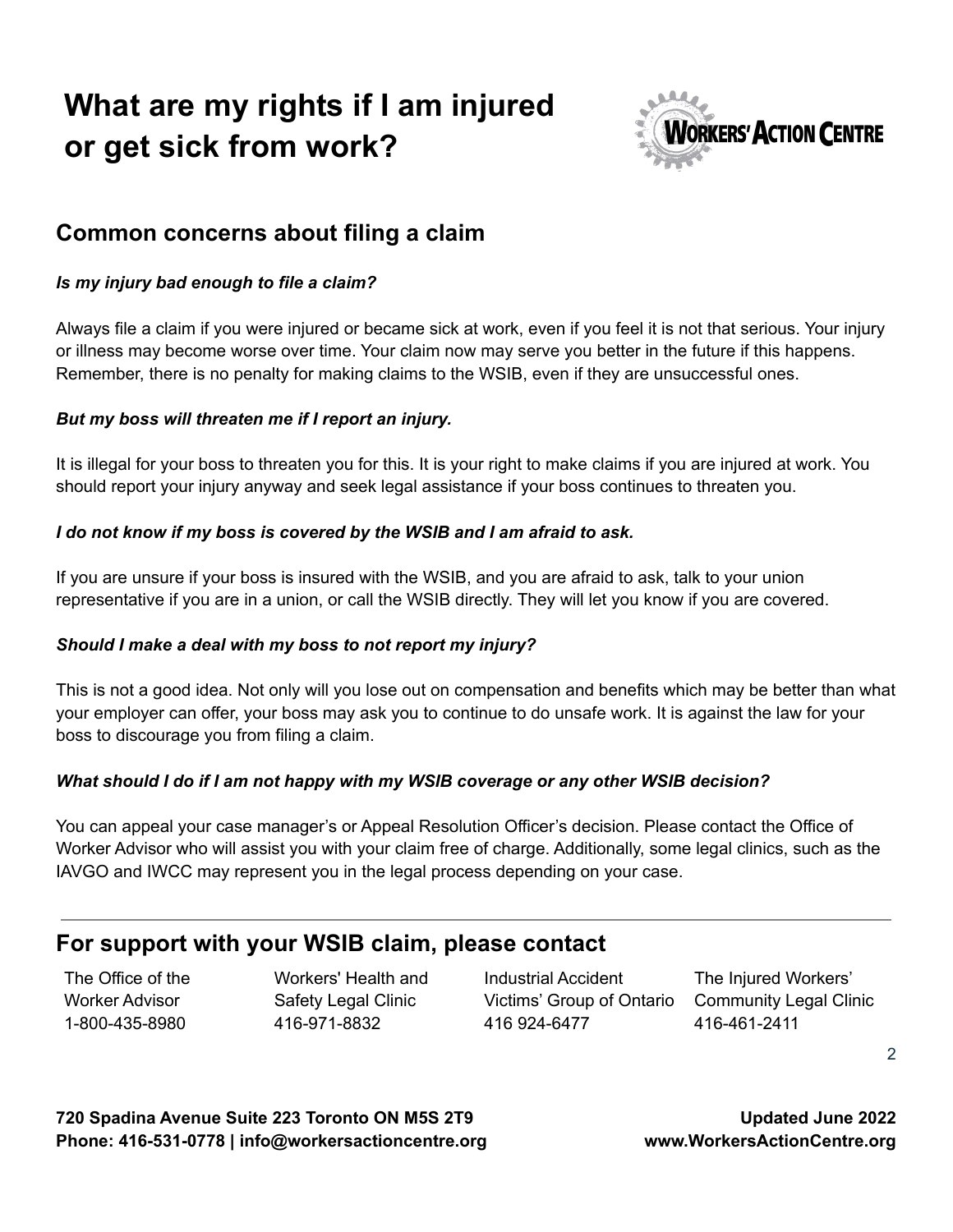# What are my rights if I am injured or get sick from work?

## Common concerns about filing a claim

***Is my injury bad enough to file a claim?***

Always file a claim if you were injured or became sick at work, even if you feel it is not that serious. Your injury or illness may become worse over time. Your claim now may serve you better in the future if this happens. Remember, there is no penalty for making claims to the WSIB, even if they are unsuccessful ones.

***But my boss will threaten me if I report an injury.***

It is illegal for your boss to threaten you for this. It is your right to make claims if you are injured at work. You should report your injury anyway and seek legal assistance if your boss continues to threaten you.

***I do not know if my boss is covered by the WSIB and I am afraid to ask.***

If you are unsure if your boss is insured with the WSIB, and you are afraid to ask, talk to your union representative if you are in a union, or call the WSIB directly. They will let you know if you are covered.

***Should I make a deal with my boss to not report my injury?***

This is not a good idea. Not only will you lose out on compensation and benefits which may be better than what your employer can offer, your boss may ask you to continue to do unsafe work. It is against the law for your boss to discourage you from filing a claim.

***What should I do if I am not happy with my WSIB coverage or any other WSIB decision?***

You can appeal your case manager's or Appeal Resolution Officer's decision. Please contact the Office of Worker Advisor who will assist you with your claim free of charge. Additionally, some legal clinics, such as the IAVGO and IWCC may represent you in the legal process depending on your case.

---

## For support with your WSIB claim, please contact

The Office of the Worker Advisor
1-800-435-8980

Workers' Health and Safety Legal Clinic
416-971-8832

Industrial Accident Victims' Group of Ontario
416 924-6477

The Injured Workers' Community Legal Clinic
416-461-2411

**720 Spadina Avenue Suite 223 Toronto ON M5S 2T9**
**Phone: 416-531-0778 | info@workersactioncentre.org**

**Updated June 2022**
**www.WorkersActionCentre.org**